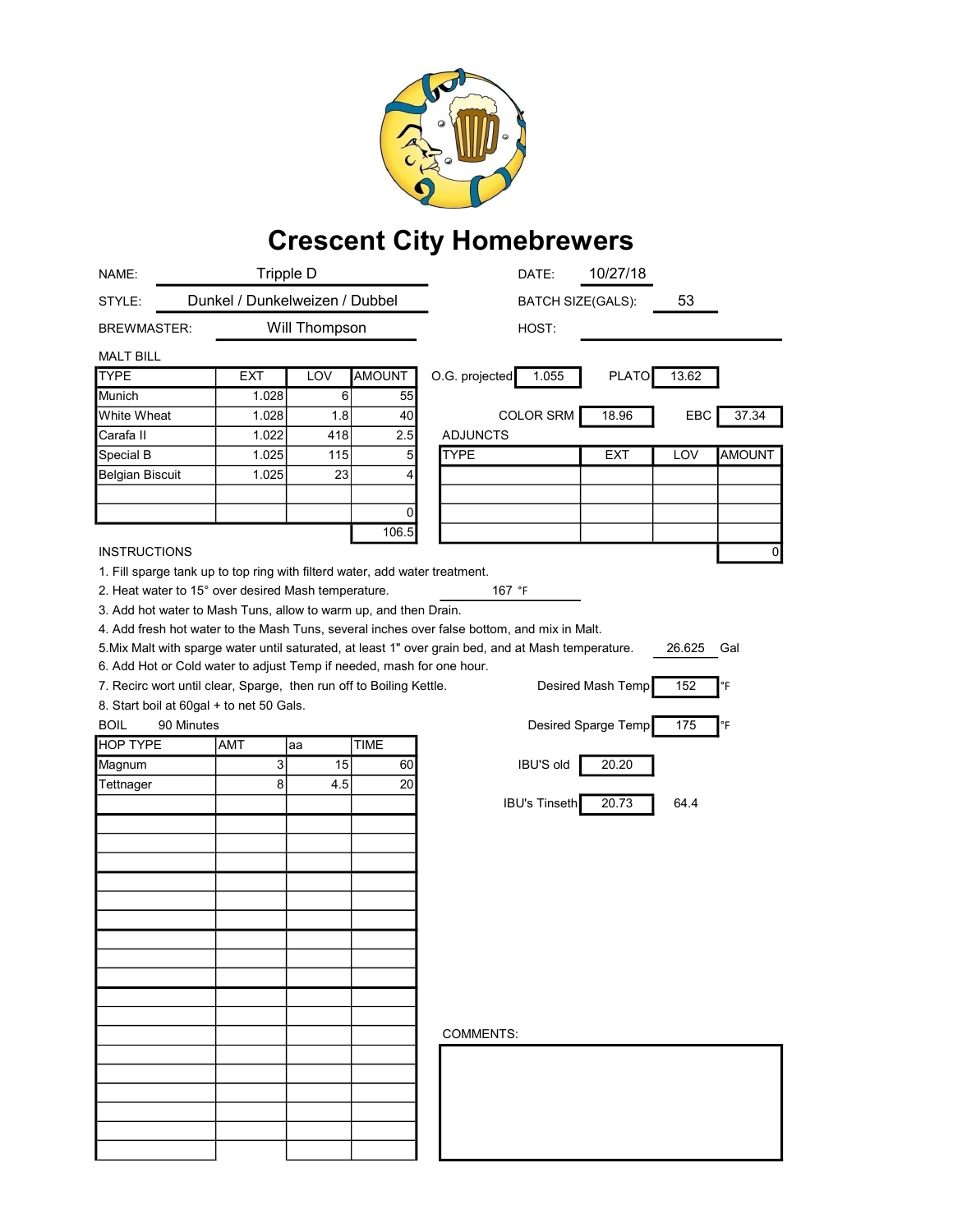# Crescent City Homebrewers

NAME: Tripple D

DATE: 10/27/18

STYLE: Dunkel / Dunkelweizen / Dubbel

BATCH SIZE(GALS): 53

BREWMASTER: Will Thompson

HOST:

MALT BILL

| TYPE | EXT | LOV | AMOUNT |
|---|---|---|---|
| Munich | 1.028 | 6 | 55 |
| White Wheat | 1.028 | 1.8 | 40 |
| Carafa II | 1.022 | 418 | 2.5 |
| Special B | 1.025 | 115 | 5 |
| Belgian Biscuit | 1.025 | 23 | 4 |
| | | | |
| | | | 0 |
| | | | 106.5 |

O.G. projected: 1.055

PLATO: 13.62

COLOR SRM: 18.96

EBC: 37.34

ADJUNCTS

| TYPE | EXT | LOV | AMOUNT |
|---|---|---|---|
| | | | |
| | | | |
| | | | |
| | | | |
| | | | 0 |

INSTRUCTIONS

1. Fill sparge tank up to top ring with filterd water, add water treatment.
2. Heat water to 15° over desired Mash temperature. 167 °F
3. Add hot water to Mash Tuns, allow to warm up, and then Drain.
4. Add fresh hot water to the Mash Tuns, several inches over false bottom, and mix in Malt.
5. Mix Malt with sparge water until saturated, at least 1" over grain bed, and at Mash temperature. 26.625 Gal
6. Add Hot or Cold water to adjust Temp if needed, mash for one hour.
7. Recirc wort until clear, Sparge, then run off to Boiling Kettle.
8. Start boil at 60gal + to net 50 Gals.

Desired Mash Temp: 152 °F

Desired Sparge Temp: 175 °F

BOIL 90 Minutes

| HOP TYPE | AMT | aa | TIME |
|---|---|---|---|
| Magnum | 3 | 15 | 60 |
| Tettnager | 8 | 4.5 | 20 |

IBU'S old: 20.20

IBU's Tinseth: 20.73 64.4

COMMENTS: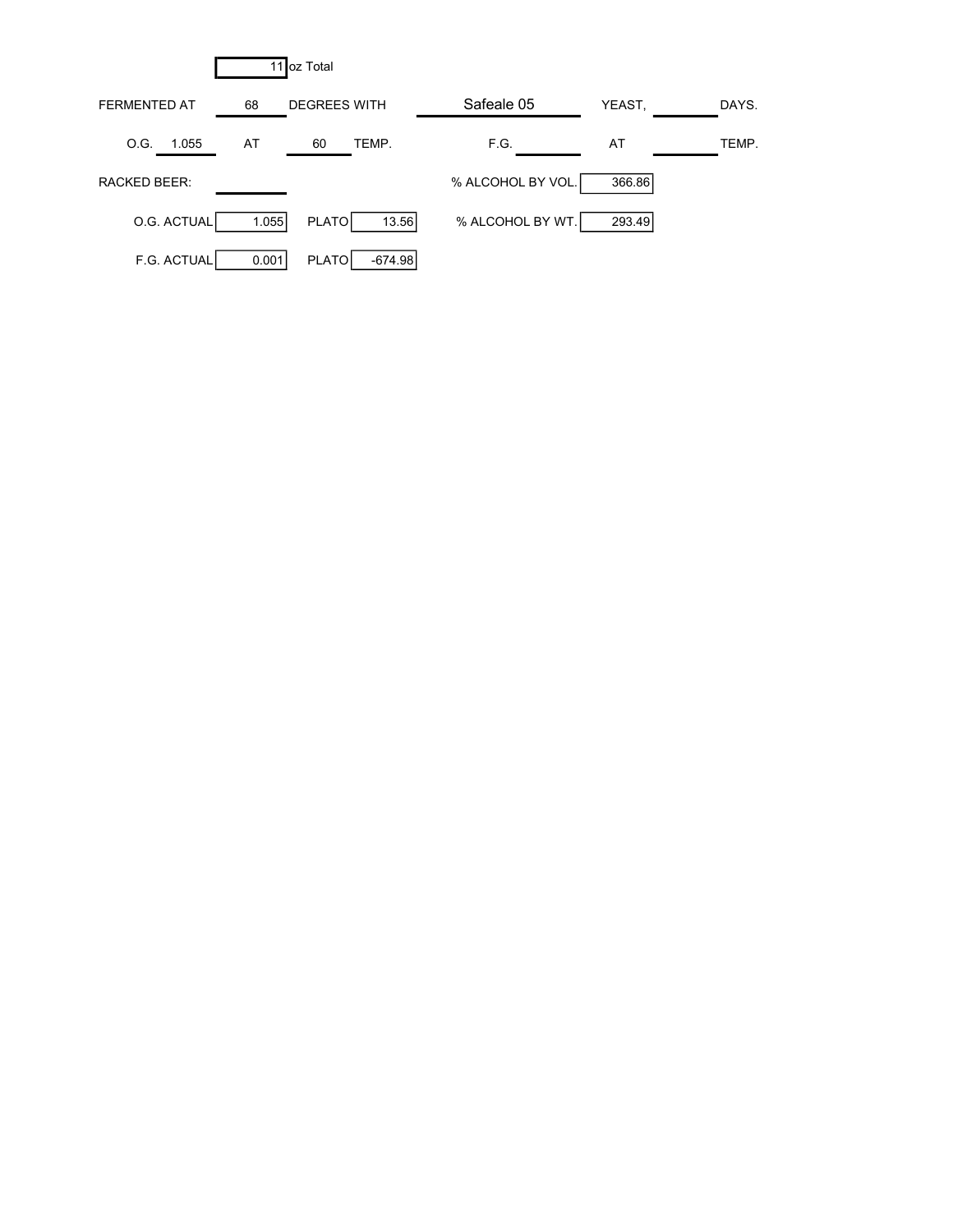| | | | | | | | |
|---|---|---|---|---|---|---|---|
| | 11 | oz Total | | | | | |
| FERMENTED AT | 68 | DEGREES WITH | | Safeale 05 | YEAST, | | DAYS. |
| O.G. 1.055 | AT | 60 | TEMP. | F.G. | AT | | TEMP. |
| RACKED BEER: | | | | % ALCOHOL BY VOL. | 366.86 | | |
| O.G. ACTUAL | 1.055 | PLATO | 13.56 | % ALCOHOL BY WT. | 293.49 | | |
| F.G. ACTUAL | 0.001 | PLATO | -674.98 | | | | |